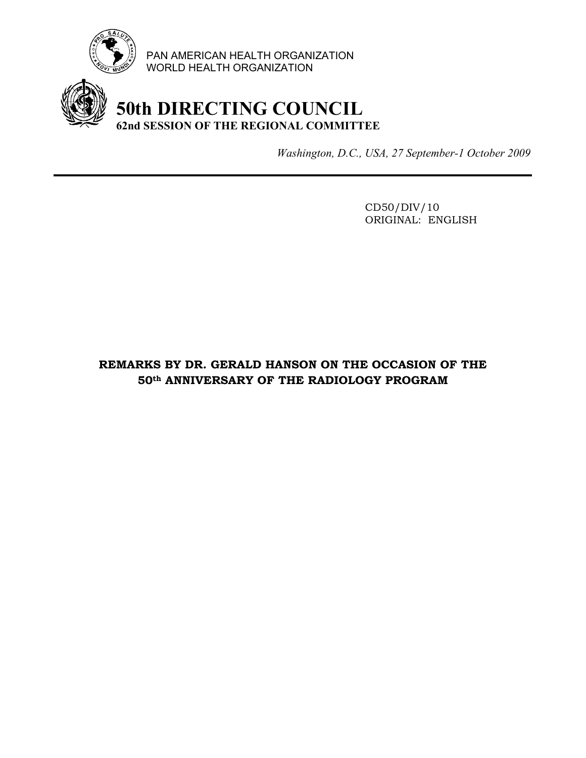PAN AMERICAN HEALTH ORGANIZATION
WORLD HEALTH ORGANIZATION

# 50th DIRECTING COUNCIL

## 62nd SESSION OF THE REGIONAL COMMITTEE

*Washington, D.C., USA, 27 September-1 October 2009*

---

CD50/DIV/10
ORIGINAL: ENGLISH

**REMARKS BY DR. GERALD HANSON ON THE OCCASION OF THE 50th ANNIVERSARY OF THE RADIOLOGY PROGRAM**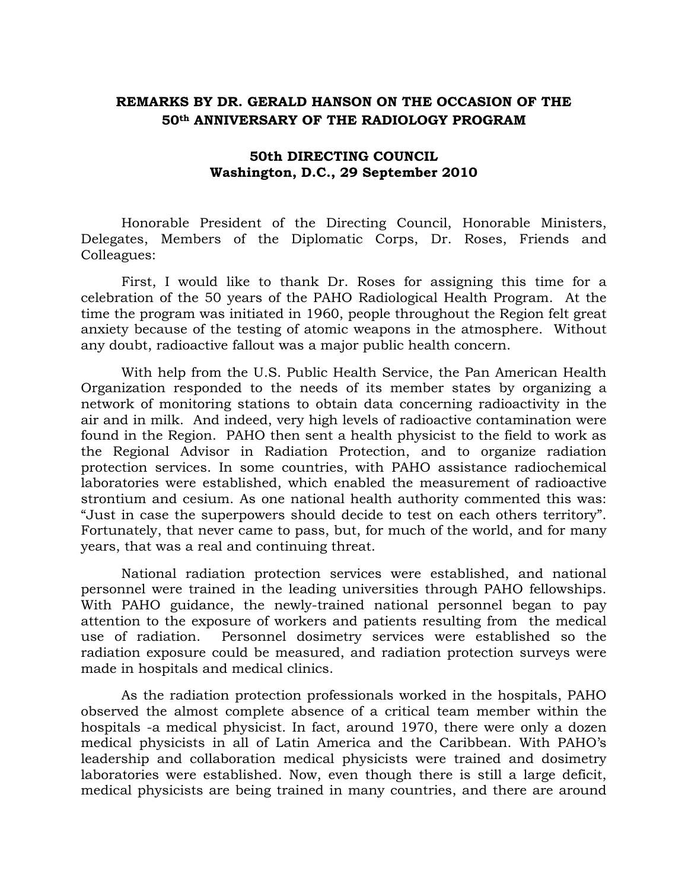**REMARKS BY DR. GERALD HANSON ON THE OCCASION OF THE 50th ANNIVERSARY OF THE RADIOLOGY PROGRAM**

**50th DIRECTING COUNCIL**
**Washington, D.C., 29 September 2010**

Honorable President of the Directing Council, Honorable Ministers, Delegates, Members of the Diplomatic Corps, Dr. Roses, Friends and Colleagues:

First, I would like to thank Dr. Roses for assigning this time for a celebration of the 50 years of the PAHO Radiological Health Program. At the time the program was initiated in 1960, people throughout the Region felt great anxiety because of the testing of atomic weapons in the atmosphere. Without any doubt, radioactive fallout was a major public health concern.

With help from the U.S. Public Health Service, the Pan American Health Organization responded to the needs of its member states by organizing a network of monitoring stations to obtain data concerning radioactivity in the air and in milk. And indeed, very high levels of radioactive contamination were found in the Region. PAHO then sent a health physicist to the field to work as the Regional Advisor in Radiation Protection, and to organize radiation protection services. In some countries, with PAHO assistance radiochemical laboratories were established, which enabled the measurement of radioactive strontium and cesium. As one national health authority commented this was: "Just in case the superpowers should decide to test on each others territory". Fortunately, that never came to pass, but, for much of the world, and for many years, that was a real and continuing threat.

National radiation protection services were established, and national personnel were trained in the leading universities through PAHO fellowships. With PAHO guidance, the newly-trained national personnel began to pay attention to the exposure of workers and patients resulting from the medical use of radiation. Personnel dosimetry services were established so the radiation exposure could be measured, and radiation protection surveys were made in hospitals and medical clinics.

As the radiation protection professionals worked in the hospitals, PAHO observed the almost complete absence of a critical team member within the hospitals -a medical physicist. In fact, around 1970, there were only a dozen medical physicists in all of Latin America and the Caribbean. With PAHO's leadership and collaboration medical physicists were trained and dosimetry laboratories were established. Now, even though there is still a large deficit, medical physicists are being trained in many countries, and there are around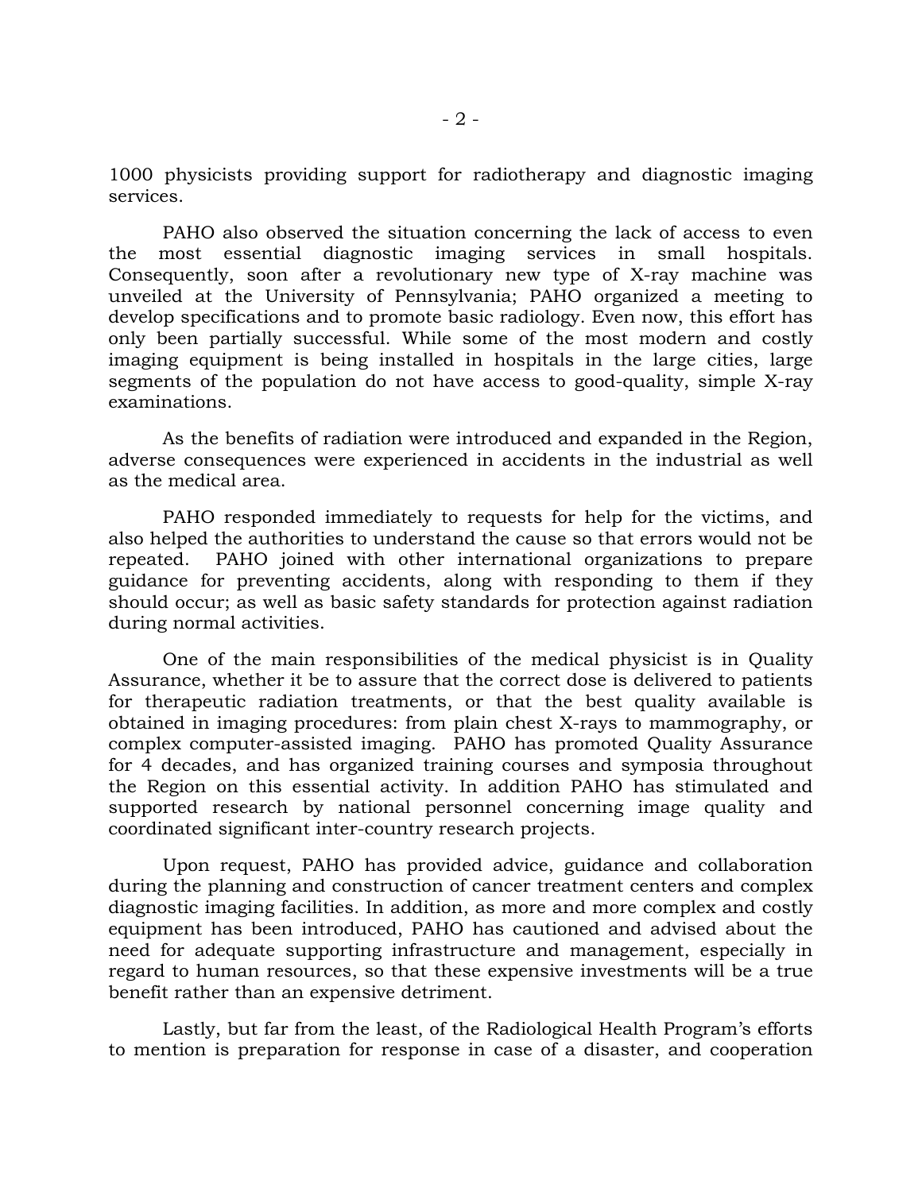1000 physicists providing support for radiotherapy and diagnostic imaging services.

PAHO also observed the situation concerning the lack of access to even the most essential diagnostic imaging services in small hospitals. Consequently, soon after a revolutionary new type of X-ray machine was unveiled at the University of Pennsylvania; PAHO organized a meeting to develop specifications and to promote basic radiology. Even now, this effort has only been partially successful. While some of the most modern and costly imaging equipment is being installed in hospitals in the large cities, large segments of the population do not have access to good-quality, simple X-ray examinations.

As the benefits of radiation were introduced and expanded in the Region, adverse consequences were experienced in accidents in the industrial as well as the medical area.

PAHO responded immediately to requests for help for the victims, and also helped the authorities to understand the cause so that errors would not be repeated. PAHO joined with other international organizations to prepare guidance for preventing accidents, along with responding to them if they should occur; as well as basic safety standards for protection against radiation during normal activities.

One of the main responsibilities of the medical physicist is in Quality Assurance, whether it be to assure that the correct dose is delivered to patients for therapeutic radiation treatments, or that the best quality available is obtained in imaging procedures: from plain chest X-rays to mammography, or complex computer-assisted imaging. PAHO has promoted Quality Assurance for 4 decades, and has organized training courses and symposia throughout the Region on this essential activity. In addition PAHO has stimulated and supported research by national personnel concerning image quality and coordinated significant inter-country research projects.

Upon request, PAHO has provided advice, guidance and collaboration during the planning and construction of cancer treatment centers and complex diagnostic imaging facilities. In addition, as more and more complex and costly equipment has been introduced, PAHO has cautioned and advised about the need for adequate supporting infrastructure and management, especially in regard to human resources, so that these expensive investments will be a true benefit rather than an expensive detriment.

Lastly, but far from the least, of the Radiological Health Program's efforts to mention is preparation for response in case of a disaster, and cooperation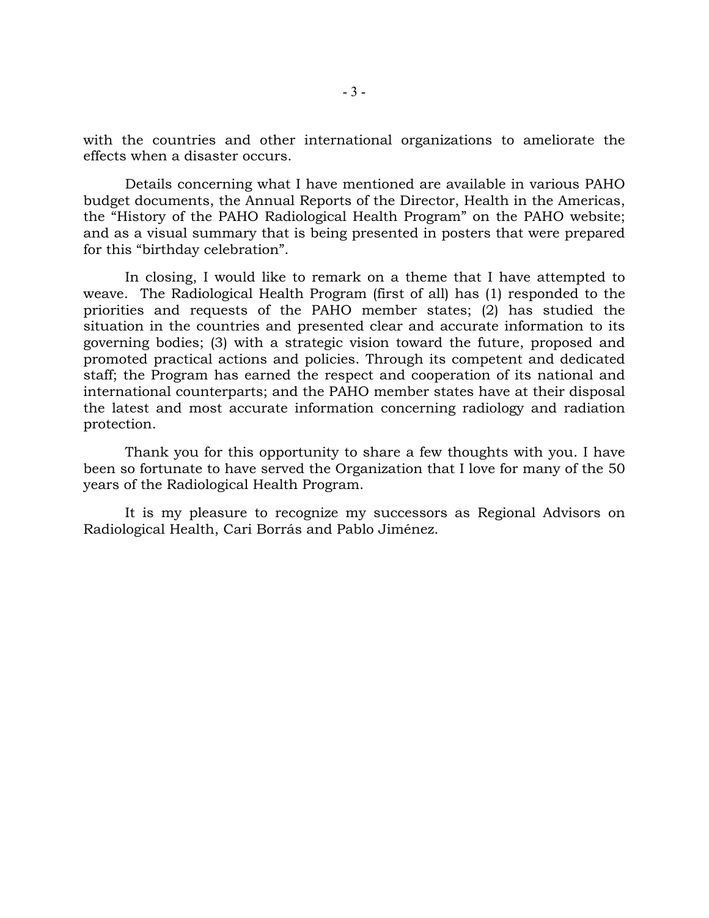with the countries and other international organizations to ameliorate the effects when a disaster occurs.

Details concerning what I have mentioned are available in various PAHO budget documents, the Annual Reports of the Director, Health in the Americas, the "History of the PAHO Radiological Health Program" on the PAHO website; and as a visual summary that is being presented in posters that were prepared for this "birthday celebration".

In closing, I would like to remark on a theme that I have attempted to weave. The Radiological Health Program (first of all) has (1) responded to the priorities and requests of the PAHO member states; (2) has studied the situation in the countries and presented clear and accurate information to its governing bodies; (3) with a strategic vision toward the future, proposed and promoted practical actions and policies. Through its competent and dedicated staff; the Program has earned the respect and cooperation of its national and international counterparts; and the PAHO member states have at their disposal the latest and most accurate information concerning radiology and radiation protection.

Thank you for this opportunity to share a few thoughts with you. I have been so fortunate to have served the Organization that I love for many of the 50 years of the Radiological Health Program.

It is my pleasure to recognize my successors as Regional Advisors on Radiological Health, Cari Borrás and Pablo Jiménez.